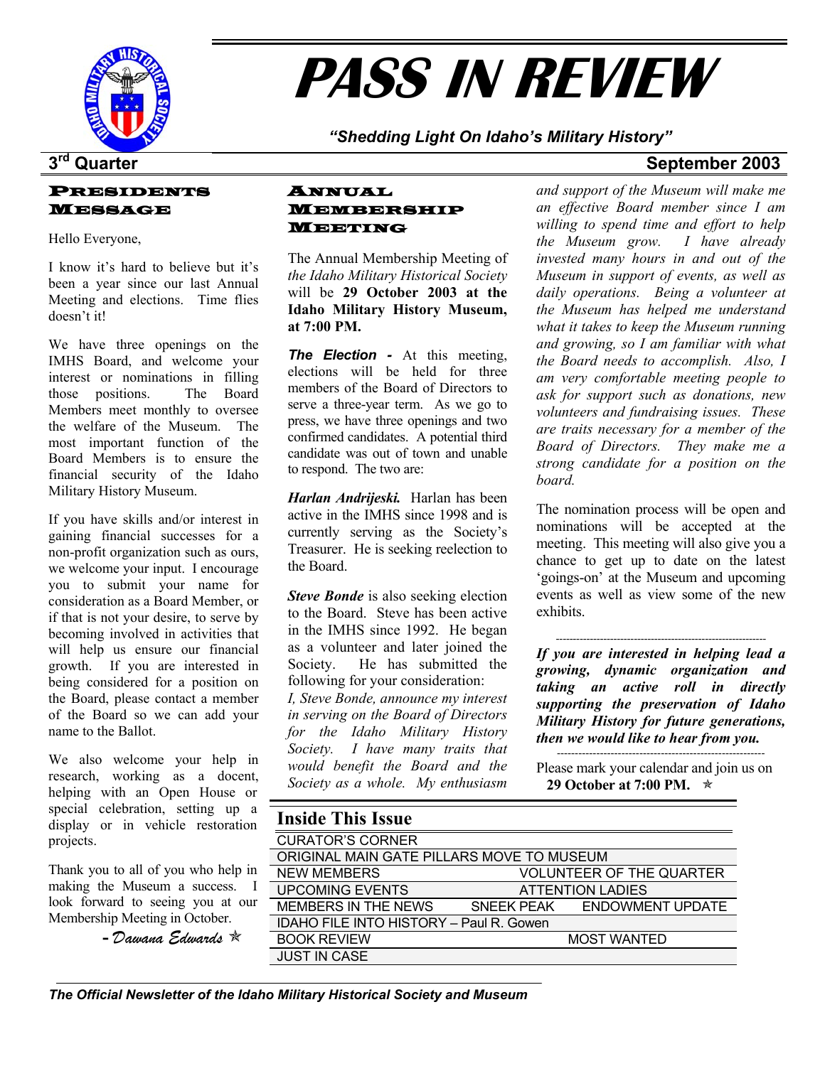# PASS IN REVIEW

*"Shedding Light On Idaho's Military History"*

**3rd Quarter** **September 2003**

## PRESIDENTS MESSAGE

Hello Everyone,

I know it's hard to believe but it's been a year since our last Annual Meeting and elections. Time flies doesn't it!

We have three openings on the IMHS Board, and welcome your interest or nominations in filling those positions. The Board Members meet monthly to oversee the welfare of the Museum. The most important function of the Board Members is to ensure the financial security of the Idaho Military History Museum.

If you have skills and/or interest in gaining financial successes for a non-profit organization such as ours, we welcome your input. I encourage you to submit your name for consideration as a Board Member, or if that is not your desire, to serve by becoming involved in activities that will help us ensure our financial growth. If you are interested in being considered for a position on the Board, please contact a member of the Board so we can add your name to the Ballot.

We also welcome your help in research, working as a docent, helping with an Open House or special celebration, setting up a display or in vehicle restoration projects.

Thank you to all of you who help in making the Museum a success. I look forward to seeing you at our Membership Meeting in October.

*- Dawana Edwards* ✯

## ANNUAL MEMBERSHIP MEETING

The Annual Membership Meeting of *the Idaho Military Historical Society* will be **29 October 2003 at the Idaho Military History Museum, at 7:00 PM.**

***The Election -*** At this meeting, elections will be held for three members of the Board of Directors to serve a three-year term. As we go to press, we have three openings and two confirmed candidates. A potential third candidate was out of town and unable to respond. The two are:

***Harlan Andrijeski.*** Harlan has been active in the IMHS since 1998 and is currently serving as the Society's Treasurer. He is seeking reelection to the Board.

***Steve Bonde*** is also seeking election to the Board. Steve has been active in the IMHS since 1992. He began as a volunteer and later joined the Society. He has submitted the following for your consideration:

*I, Steve Bonde, announce my interest in serving on the Board of Directors for the Idaho Military History Society. I have many traits that would benefit the Board and the Society as a whole. My enthusiasm and support of the Museum will make me an effective Board member since I am willing to spend time and effort to help the Museum grow. I have already invested many hours in and out of the Museum in support of events, as well as daily operations. Being a volunteer at the Museum has helped me understand what it takes to keep the Museum running and growing, so I am familiar with what the Board needs to accomplish. Also, I am very comfortable meeting people to ask for support such as donations, new volunteers and fundraising issues. These are traits necessary for a member of the Board of Directors. They make me a strong candidate for a position on the board.*

The nomination process will be open and nominations will be accepted at the meeting. This meeting will also give you a chance to get up to date on the latest 'goings-on' at the Museum and upcoming events as well as view some of the new exhibits.

---

***If you are interested in helping lead a growing, dynamic organization and taking an active roll in directly supporting the preservation of Idaho Military History for future generations, then we would like to hear from you.***

---

Please mark your calendar and join us on **29 October at 7:00 PM.** ✯

## Inside This Issue

- CURATOR'S CORNER
- ORIGINAL MAIN GATE PILLARS MOVE TO MUSEUM
- NEW MEMBERS
- VOLUNTEER OF THE QUARTER
- UPCOMING EVENTS
- ATTENTION LADIES
- MEMBERS IN THE NEWS
- SNEEK PEAK
- ENDOWMENT UPDATE
- IDAHO FILE INTO HISTORY – Paul R. Gowen
- BOOK REVIEW
- MOST WANTED
- JUST IN CASE

*The Official Newsletter of the Idaho Military Historical Society and Museum*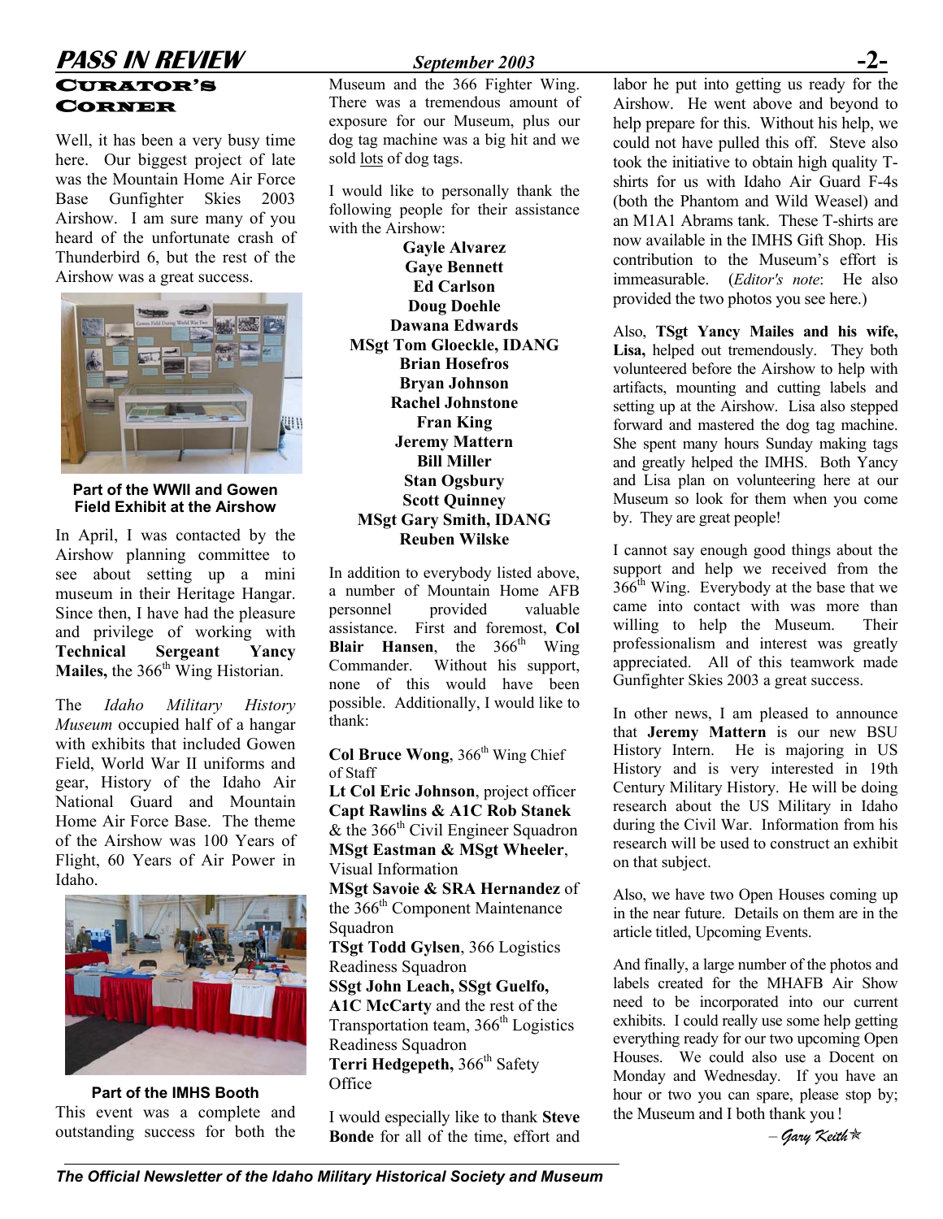## CURATOR'S CORNER

Well, it has been a very busy time here. Our biggest project of late was the Mountain Home Air Force Base Gunfighter Skies 2003 Airshow. I am sure many of you heard of the unfortunate crash of Thunderbird 6, but the rest of the Airshow was a great success.

**Part of the WWII and Gowen Field Exhibit at the Airshow**

In April, I was contacted by the Airshow planning committee to see about setting up a mini museum in their Heritage Hangar. Since then, I have had the pleasure and privilege of working with **Technical Sergeant Yancy Mailes,** the 366th Wing Historian.

The *Idaho Military History Museum* occupied half of a hangar with exhibits that included Gowen Field, World War II uniforms and gear, History of the Idaho Air National Guard and Mountain Home Air Force Base. The theme of the Airshow was 100 Years of Flight, 60 Years of Air Power in Idaho.

**Part of the IMHS Booth**

This event was a complete and outstanding success for both the Museum and the 366 Fighter Wing. There was a tremendous amount of exposure for our Museum, plus our dog tag machine was a big hit and we sold lots of dog tags.

I would like to personally thank the following people for their assistance with the Airshow:

**Gayle Alvarez**
**Gaye Bennett**
**Ed Carlson**
**Doug Doehle**
**Dawana Edwards**
**MSgt Tom Gloeckle, IDANG**
**Brian Hosefros**
**Bryan Johnson**
**Rachel Johnstone**
**Fran King**
**Jeremy Mattern**
**Bill Miller**
**Stan Ogsbury**
**Scott Quinney**
**MSgt Gary Smith, IDANG**
**Reuben Wilske**

In addition to everybody listed above, a number of Mountain Home AFB personnel provided valuable assistance. First and foremost, **Col Blair Hansen**, the 366th Wing Commander. Without his support, none of this would have been possible. Additionally, I would like to thank:

**Col Bruce Wong**, 366th Wing Chief of Staff
**Lt Col Eric Johnson**, project officer
**Capt Rawlins & A1C Rob Stanek** & the 366th Civil Engineer Squadron
**MSgt Eastman & MSgt Wheeler**, Visual Information
**MSgt Savoie & SRA Hernandez** of the 366th Component Maintenance Squadron
**TSgt Todd Gylsen**, 366 Logistics Readiness Squadron
**SSgt John Leach, SSgt Guelfo, A1C McCarty** and the rest of the Transportation team, 366th Logistics Readiness Squadron
**Terri Hedgepeth,** 366th Safety Office

I would especially like to thank **Steve Bonde** for all of the time, effort and labor he put into getting us ready for the Airshow. He went above and beyond to help prepare for this. Without his help, we could not have pulled this off. Steve also took the initiative to obtain high quality T-shirts for us with Idaho Air Guard F-4s (both the Phantom and Wild Weasel) and an M1A1 Abrams tank. These T-shirts are now available in the IMHS Gift Shop. His contribution to the Museum's effort is immeasurable. (*Editor's note*: He also provided the two photos you see here.)

Also, **TSgt Yancy Mailes and his wife, Lisa,** helped out tremendously. They both volunteered before the Airshow to help with artifacts, mounting and cutting labels and setting up at the Airshow. Lisa also stepped forward and mastered the dog tag machine. She spent many hours Sunday making tags and greatly helped the IMHS. Both Yancy and Lisa plan on volunteering here at our Museum so look for them when you come by. They are great people!

I cannot say enough good things about the support and help we received from the 366th Wing. Everybody at the base that we came into contact with was more than willing to help the Museum. Their professionalism and interest was greatly appreciated. All of this teamwork made Gunfighter Skies 2003 a great success.

In other news, I am pleased to announce that **Jeremy Mattern** is our new BSU History Intern. He is majoring in US History and is very interested in 19th Century Military History. He will be doing research about the US Military in Idaho during the Civil War. Information from his research will be used to construct an exhibit on that subject.

Also, we have two Open Houses coming up in the near future. Details on them are in the article titled, Upcoming Events.

And finally, a large number of the photos and labels created for the MHAFB Air Show need to be incorporated into our current exhibits. I could really use some help getting everything ready for our two upcoming Open Houses. We could also use a Docent on Monday and Wednesday. If you have an hour or two you can spare, please stop by; the Museum and I both thank you!

*– Gary Keith*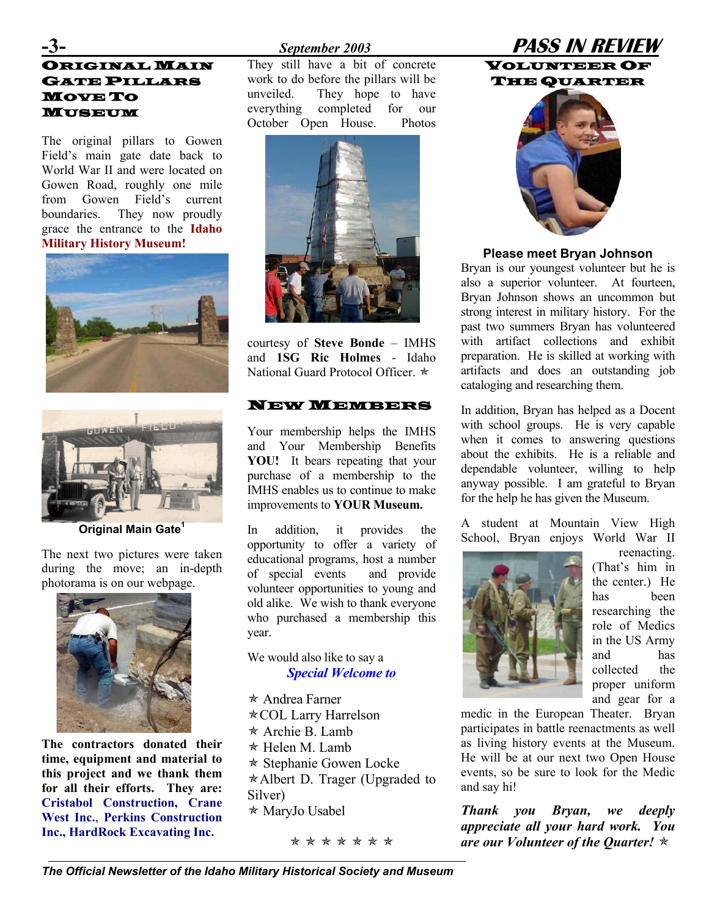## ORIGINAL MAIN GATE PILLARS MOVE TO MUSEUM

The original pillars to Gowen Field's main gate date back to World War II and were located on Gowen Road, roughly one mile from Gowen Field's current boundaries. They now proudly grace the entrance to the **Idaho Military History Museum!**

**Original Main Gate**[1]

The next two pictures were taken during the move; an in-depth photorama is on our webpage.

**The contractors donated their time, equipment and material to this project and we thank them for all their efforts. They are: Cristabol Construction, Crane West Inc., Perkins Construction Inc., HardRock Excavating Inc.**

They still have a bit of concrete work to do before the pillars will be unveiled. They hope to have everything completed for our October Open House. Photos courtesy of **Steve Bonde** – IMHS and **1SG Ric Holmes** - Idaho National Guard Protocol Officer. ✯

## NEW MEMBERS

Your membership helps the IMHS and Your Membership Benefits **YOU!** It bears repeating that your purchase of a membership to the IMHS enables us to continue to make improvements to **YOUR Museum.**

In addition, it provides the opportunity to offer a variety of educational programs, host a number of special events and provide volunteer opportunities to young and old alike. We wish to thank everyone who purchased a membership this year.

We would also like to say a

***Special Welcome to***

✯ Andrea Farner
✯COL Larry Harrelson
✯ Archie B. Lamb
✯ Helen M. Lamb
✯ Stephanie Gowen Locke
✯Albert D. Trager (Upgraded to Silver)
✯ MaryJo Usabel

✯ ✯ ✯ ✯ ✯ ✯ ✯

## VOLUNTEER OF THE QUARTER

**Please meet Bryan Johnson**

Bryan is our youngest volunteer but he is also a superior volunteer. At fourteen, Bryan Johnson shows an uncommon but strong interest in military history. For the past two summers Bryan has volunteered with artifact collections and exhibit preparation. He is skilled at working with artifacts and does an outstanding job cataloging and researching them.

In addition, Bryan has helped as a Docent with school groups. He is very capable when it comes to answering questions about the exhibits. He is a reliable and dependable volunteer, willing to help anyway possible. I am grateful to Bryan for the help he has given the Museum.

A student at Mountain View High School, Bryan enjoys World War II reenacting. (That's him in the center.) He has been researching the role of Medics in the US Army and has collected the proper uniform and gear for a medic in the European Theater. Bryan participates in battle reenactments as well as living history events at the Museum. He will be at our next two Open House events, so be sure to look for the Medic and say hi!

***Thank you Bryan, we deeply appreciate all your hard work. You are our Volunteer of the Quarter!*** ✯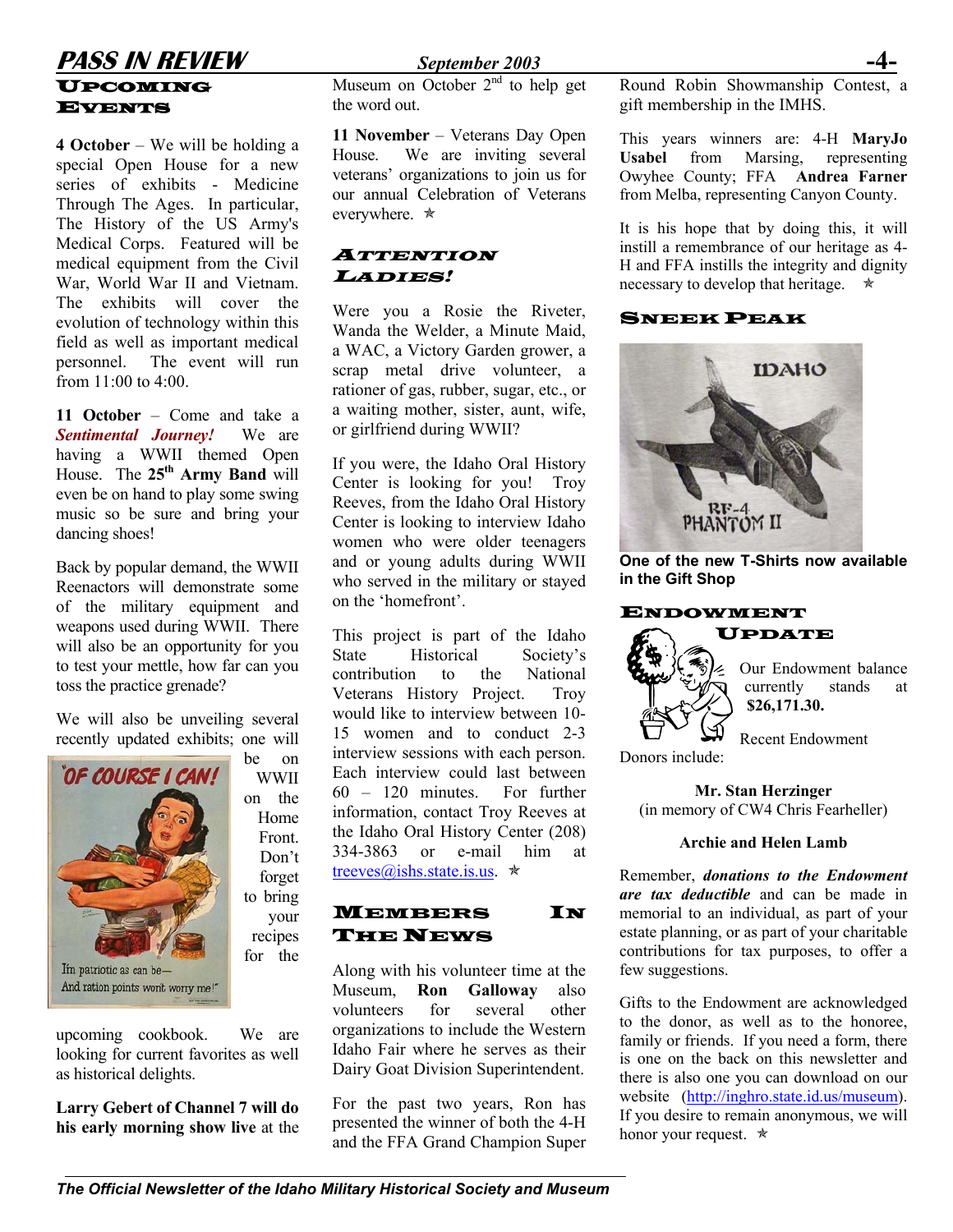## Upcoming Events

**4 October** – We will be holding a special Open House for a new series of exhibits - Medicine Through The Ages. In particular, The History of the US Army's Medical Corps. Featured will be medical equipment from the Civil War, World War II and Vietnam. The exhibits will cover the evolution of technology within this field as well as important medical personnel. The event will run from 11:00 to 4:00.

**11 October** – Come and take a ***Sentimental Journey!*** We are having a WWII themed Open House. The **25th Army Band** will even be on hand to play some swing music so be sure and bring your dancing shoes!

Back by popular demand, the WWII Reenactors will demonstrate some of the military equipment and weapons used during WWII. There will also be an opportunity for you to test your mettle, how far can you toss the practice grenade?

We will also be unveiling several recently updated exhibits; one will be on WWII on the Home Front. Don't forget to bring your recipes for the upcoming cookbook. We are looking for current favorites as well as historical delights.

**Larry Gebert of Channel 7 will do his early morning show live** at the Museum on October 2nd to help get the word out.

**11 November** – Veterans Day Open House. We are inviting several veterans' organizations to join us for our annual Celebration of Veterans everywhere. ✯

## Attention Ladies!

Were you a Rosie the Riveter, Wanda the Welder, a Minute Maid, a WAC, a Victory Garden grower, a scrap metal drive volunteer, a rationer of gas, rubber, sugar, etc., or a waiting mother, sister, aunt, wife, or girlfriend during WWII?

If you were, the Idaho Oral History Center is looking for you! Troy Reeves, from the Idaho Oral History Center is looking to interview Idaho women who were older teenagers and or young adults during WWII who served in the military or stayed on the 'homefront'.

This project is part of the Idaho State Historical Society's contribution to the National Veterans History Project. Troy would like to interview between 10-15 women and to conduct 2-3 interview sessions with each person. Each interview could last between 60 – 120 minutes. For further information, contact Troy Reeves at the Idaho Oral History Center (208) 334-3863 or e-mail him at treeves@ishs.state.is.us. ✯

## Members In The News

Along with his volunteer time at the Museum, **Ron Galloway** also volunteers for several other organizations to include the Western Idaho Fair where he serves as their Dairy Goat Division Superintendent.

For the past two years, Ron has presented the winner of both the 4-H and the FFA Grand Champion Super Round Robin Showmanship Contest, a gift membership in the IMHS.

This years winners are: 4-H **MaryJo Usabel** from Marsing, representing Owyhee County; FFA **Andrea Farner** from Melba, representing Canyon County.

It is his hope that by doing this, it will instill a remembrance of our heritage as 4-H and FFA instills the integrity and dignity necessary to develop that heritage. ✯

## Sneek Peak

**One of the new T-Shirts now available in the Gift Shop**

## Endowment Update

Our Endowment balance currently stands at **$26,171.30.**

Recent Endowment Donors include:

**Mr. Stan Herzinger**
(in memory of CW4 Chris Fearheller)

**Archie and Helen Lamb**

Remember, ***donations to the Endowment are tax deductible*** and can be made in memorial to an individual, as part of your estate planning, or as part of your charitable contributions for tax purposes, to offer a few suggestions.

Gifts to the Endowment are acknowledged to the donor, as well as to the honoree, family or friends. If you need a form, there is one on the back on this newsletter and there is also one you can download on our website (http://inghro.state.id.us/museum). If you desire to remain anonymous, we will honor your request. ✯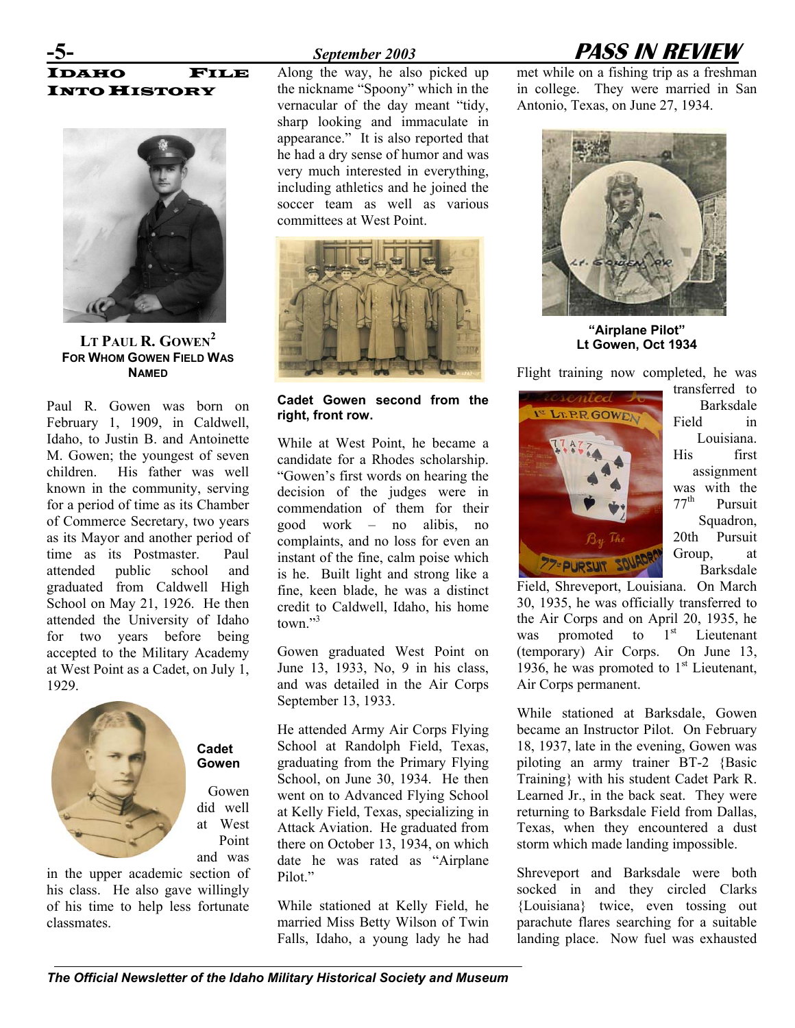## IDAHO FILE INTO HISTORY

**LT PAUL R. GOWEN[2]**
**FOR WHOM GOWEN FIELD WAS NAMED**

Paul R. Gowen was born on February 1, 1909, in Caldwell, Idaho, to Justin B. and Antoinette M. Gowen; the youngest of seven children. His father was well known in the community, serving for a period of time as its Chamber of Commerce Secretary, two years as its Mayor and another period of time as its Postmaster. Paul attended public school and graduated from Caldwell High School on May 21, 1926. He then attended the University of Idaho for two years before being accepted to the Military Academy at West Point as a Cadet, on July 1, 1929.

**Cadet Gowen**

Gowen did well at West Point and was in the upper academic section of his class. He also gave willingly of his time to help less fortunate classmates.

Along the way, he also picked up the nickname "Spoony" which in the vernacular of the day meant "tidy, sharp looking and immaculate in appearance." It is also reported that he had a dry sense of humor and was very much interested in everything, including athletics and he joined the soccer team as well as various committees at West Point.

**Cadet Gowen second from the right, front row.**

While at West Point, he became a candidate for a Rhodes scholarship. "Gowen's first words on hearing the decision of the judges were in commendation of them for their good work – no alibis, no complaints, and no loss for even an instant of the fine, calm poise which is he. Built light and strong like a fine, keen blade, he was a distinct credit to Caldwell, Idaho, his home town."[3]

Gowen graduated West Point on June 13, 1933, No, 9 in his class, and was detailed in the Air Corps September 13, 1933.

He attended Army Air Corps Flying School at Randolph Field, Texas, graduating from the Primary Flying School, on June 30, 1934. He then went on to Advanced Flying School at Kelly Field, Texas, specializing in Attack Aviation. He graduated from there on October 13, 1934, on which date he was rated as "Airplane Pilot."

While stationed at Kelly Field, he married Miss Betty Wilson of Twin Falls, Idaho, a young lady he had met while on a fishing trip as a freshman in college. They were married in San Antonio, Texas, on June 27, 1934.

**"Airplane Pilot"**
**Lt Gowen, Oct 1934**

Flight training now completed, he was transferred to Barksdale Field in Louisiana. His first assignment was with the 77th Pursuit Squadron, 20th Pursuit Group, at Barksdale Field, Shreveport, Louisiana. On March 30, 1935, he was officially transferred to the Air Corps and on April 20, 1935, he was promoted to 1st Lieutenant (temporary) Air Corps. On June 13, 1936, he was promoted to 1st Lieutenant, Air Corps permanent.

While stationed at Barksdale, Gowen became an Instructor Pilot. On February 18, 1937, late in the evening, Gowen was piloting an army trainer BT-2 {Basic Training} with his student Cadet Park R. Learned Jr., in the back seat. They were returning to Barksdale Field from Dallas, Texas, when they encountered a dust storm which made landing impossible.

Shreveport and Barksdale were both socked in and they circled Clarks {Louisiana} twice, even tossing out parachute flares searching for a suitable landing place. Now fuel was exhausted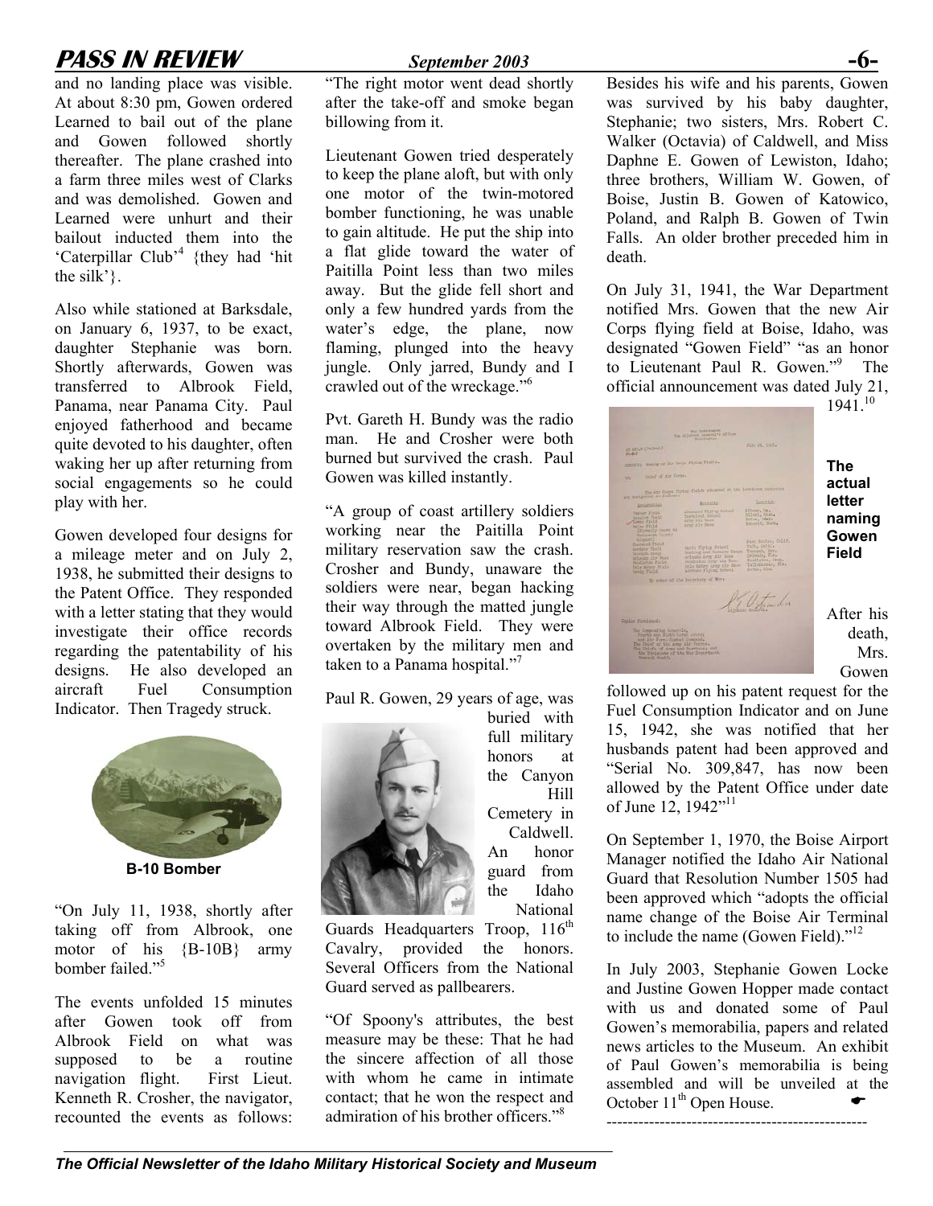and no landing place was visible. At about 8:30 pm, Gowen ordered Learned to bail out of the plane and Gowen followed shortly thereafter. The plane crashed into a farm three miles west of Clarks and was demolished. Gowen and Learned were unhurt and their bailout inducted them into the 'Caterpillar Club'[4] {they had 'hit the silk'}.

Also while stationed at Barksdale, on January 6, 1937, to be exact, daughter Stephanie was born. Shortly afterwards, Gowen was transferred to Albrook Field, Panama, near Panama City. Paul enjoyed fatherhood and became quite devoted to his daughter, often waking her up after returning from social engagements so he could play with her.

Gowen developed four designs for a mileage meter and on July 2, 1938, he submitted their designs to the Patent Office. They responded with a letter stating that they would investigate their office records regarding the patentability of his designs. He also developed an aircraft Fuel Consumption Indicator. Then Tragedy struck.

**B-10 Bomber**

"On July 11, 1938, shortly after taking off from Albrook, one motor of his {B-10B} army bomber failed."[5]

The events unfolded 15 minutes after Gowen took off from Albrook Field on what was supposed to be a routine navigation flight. First Lieut. Kenneth R. Crosher, the navigator, recounted the events as follows: "The right motor went dead shortly after the take-off and smoke began billowing from it.

Lieutenant Gowen tried desperately to keep the plane aloft, but with only one motor of the twin-motored bomber functioning, he was unable to gain altitude. He put the ship into a flat glide toward the water of Paitilla Point less than two miles away. But the glide fell short and only a few hundred yards from the water's edge, the plane, now flaming, plunged into the heavy jungle. Only jarred, Bundy and I crawled out of the wreckage."[6]

Pvt. Gareth H. Bundy was the radio man. He and Crosher were both burned but survived the crash. Paul Gowen was killed instantly.

"A group of coast artillery soldiers working near the Paitilla Point military reservation saw the crash. Crosher and Bundy, unaware the soldiers were near, began hacking their way through the matted jungle toward Albrook Field. They were overtaken by the military men and taken to a Panama hospital."[7]

Paul R. Gowen, 29 years of age, was buried with full military honors at the Canyon Hill Cemetery in Caldwell. An honor guard from the Idaho National Guards Headquarters Troop, 116th Cavalry, provided the honors. Several Officers from the National Guard served as pallbearers.

"Of Spoony's attributes, the best measure may be these: That he had the sincere affection of all those with whom he came in intimate contact; that he won the respect and admiration of his brother officers."[8]

Besides his wife and his parents, Gowen was survived by his baby daughter, Stephanie; two sisters, Mrs. Robert C. Walker (Octavia) of Caldwell, and Miss Daphne E. Gowen of Lewiston, Idaho; three brothers, William W. Gowen, of Boise, Justin B. Gowen of Katowico, Poland, and Ralph B. Gowen of Twin Falls. An older brother preceded him in death.

On July 31, 1941, the War Department notified Mrs. Gowen that the new Air Corps flying field at Boise, Idaho, was designated "Gowen Field" "as an honor to Lieutenant Paul R. Gowen."[9] The official announcement was dated July 21, 1941.[10]

**The actual letter naming Gowen Field**

After his death, Mrs. Gowen followed up on his patent request for the Fuel Consumption Indicator and on June 15, 1942, she was notified that her husbands patent had been approved and "Serial No. 309,847, has now been allowed by the Patent Office under date of June 12, 1942"[11]

On September 1, 1970, the Boise Airport Manager notified the Idaho Air National Guard that Resolution Number 1505 had been approved which "adopts the official name change of the Boise Air Terminal to include the name (Gowen Field)."[12]

In July 2003, Stephanie Gowen Locke and Justine Gowen Hopper made contact with us and donated some of Paul Gowen's memorabilia, papers and related news articles to the Museum. An exhibit of Paul Gowen's memorabilia is being assembled and will be unveiled at the October 11th Open House.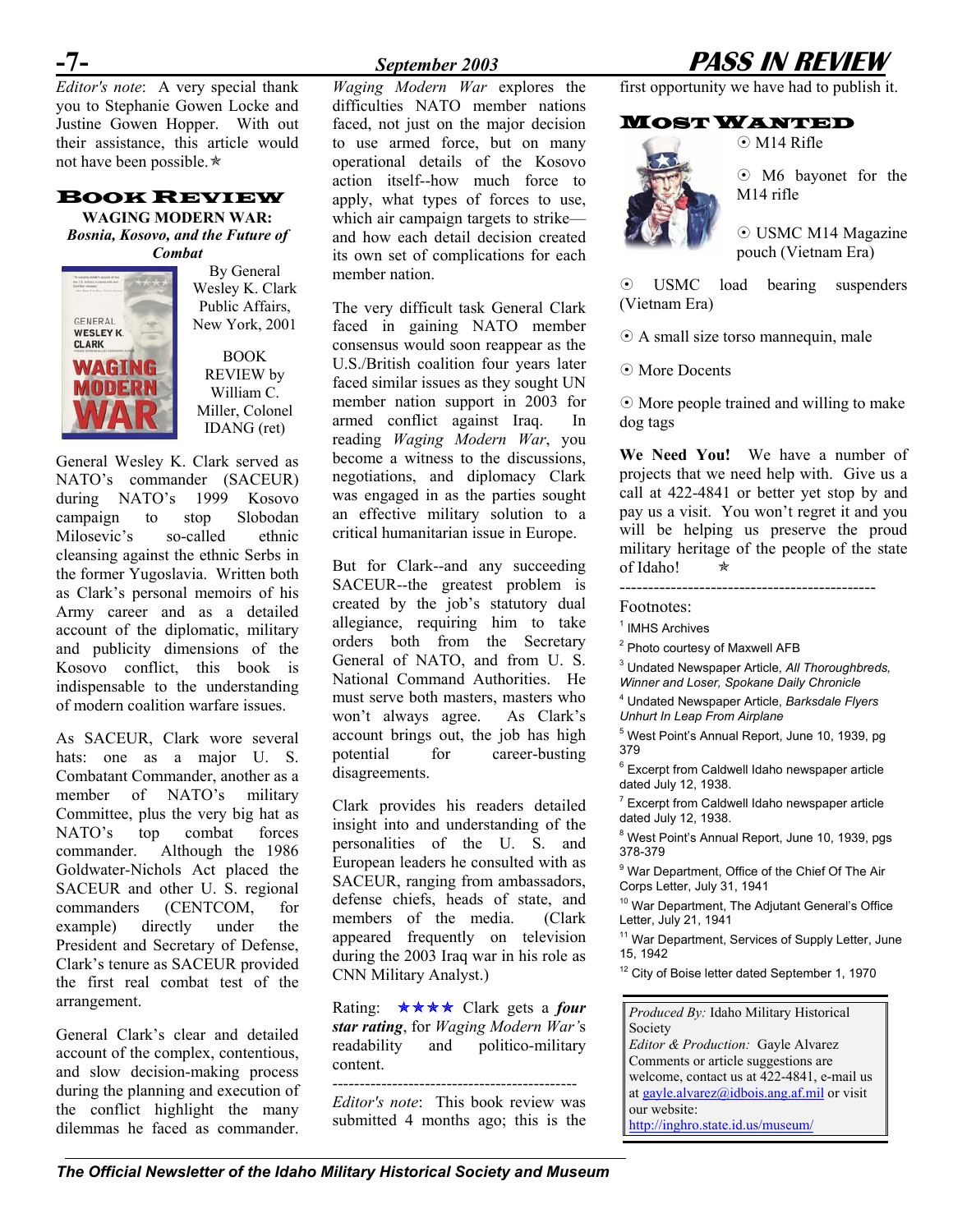*Editor's note*: A very special thank you to Stephanie Gowen Locke and Justine Gowen Hopper. With out their assistance, this article would not have been possible. ✯

## BOOK REVIEW

**WAGING MODERN WAR:**
***Bosnia, Kosovo, and the Future of Combat***

By General Wesley K. Clark
Public Affairs, New York, 2001

BOOK REVIEW by William C. Miller, Colonel IDANG (ret)

General Wesley K. Clark served as NATO's commander (SACEUR) during NATO's 1999 Kosovo campaign to stop Slobodan Milosevic's so-called ethnic cleansing against the ethnic Serbs in the former Yugoslavia. Written both as Clark's personal memoirs of his Army career and as a detailed account of the diplomatic, military and publicity dimensions of the Kosovo conflict, this book is indispensable to the understanding of modern coalition warfare issues.

As SACEUR, Clark wore several hats: one as a major U. S. Combatant Commander, another as a member of NATO's military Committee, plus the very big hat as NATO's top combat forces commander. Although the 1986 Goldwater-Nichols Act placed the SACEUR and other U. S. regional commanders (CENTCOM, for example) directly under the President and Secretary of Defense, Clark's tenure as SACEUR provided the first real combat test of the arrangement.

General Clark's clear and detailed account of the complex, contentious, and slow decision-making process during the planning and execution of the conflict highlight the many dilemmas he faced as commander. *Waging Modern War* explores the difficulties NATO member nations faced, not just on the major decision to use armed force, but on many operational details of the Kosovo action itself--how much force to apply, what types of forces to use, which air campaign targets to strike—and how each detail decision created its own set of complications for each member nation.

The very difficult task General Clark faced in gaining NATO member consensus would soon reappear as the U.S./British coalition four years later faced similar issues as they sought UN member nation support in 2003 for armed conflict against Iraq. In reading *Waging Modern War*, you become a witness to the discussions, negotiations, and diplomacy Clark was engaged in as the parties sought an effective military solution to a critical humanitarian issue in Europe.

But for Clark--and any succeeding SACEUR--the greatest problem is created by the job's statutory dual allegiance, requiring him to take orders both from the Secretary General of NATO, and from U. S. National Command Authorities. He must serve both masters, masters who won't always agree. As Clark's account brings out, the job has high potential for career-busting disagreements.

Clark provides his readers detailed insight into and understanding of the personalities of the U. S. and European leaders he consulted with as SACEUR, ranging from ambassadors, defense chiefs, heads of state, and members of the media. (Clark appeared frequently on television during the 2003 Iraq war in his role as CNN Military Analyst.)

Rating: ★★★★ Clark gets a ***four star rating***, for *Waging Modern War*'s readability and politico-military content.

---

*Editor's note*: This book review was submitted 4 months ago; this is the first opportunity we have had to publish it.

## MOST WANTED

- ⦿ M14 Rifle
- ⦿ M6 bayonet for the M14 rifle
- ⦿ USMC M14 Magazine pouch (Vietnam Era)
- ⦿ USMC load bearing suspenders (Vietnam Era)
- ⦿ A small size torso mannequin, male
- ⦿ More Docents
- ⦿ More people trained and willing to make dog tags

**We Need You!** We have a number of projects that we need help with. Give us a call at 422-4841 or better yet stop by and pay us a visit. You won't regret it and you will be helping us preserve the proud military heritage of the people of the state of Idaho! ✯

---

Footnotes:

[1] IMHS Archives
[2] Photo courtesy of Maxwell AFB
[3] Undated Newspaper Article, *All Thoroughbreds, Winner and Loser, Spokane Daily Chronicle*
[4] Undated Newspaper Article, *Barksdale Flyers Unhurt In Leap From Airplane*
[5] West Point's Annual Report, June 10, 1939, pg 379
[6] Excerpt from Caldwell Idaho newspaper article dated July 12, 1938.
[7] Excerpt from Caldwell Idaho newspaper article dated July 12, 1938.
[8] West Point's Annual Report, June 10, 1939, pgs 378-379
[9] War Department, Office of the Chief Of The Air Corps Letter, July 31, 1941
[10] War Department, The Adjutant General's Office Letter, July 21, 1941
[11] War Department, Services of Supply Letter, June 15, 1942
[12] City of Boise letter dated September 1, 1970

*Produced By:* Idaho Military Historical Society
*Editor & Production:* Gayle Alvarez
Comments or article suggestions are welcome, contact us at 422-4841, e-mail us at gayle.alvarez@idbois.ang.af.mil or visit our website: http://inghro.state.id.us/museum/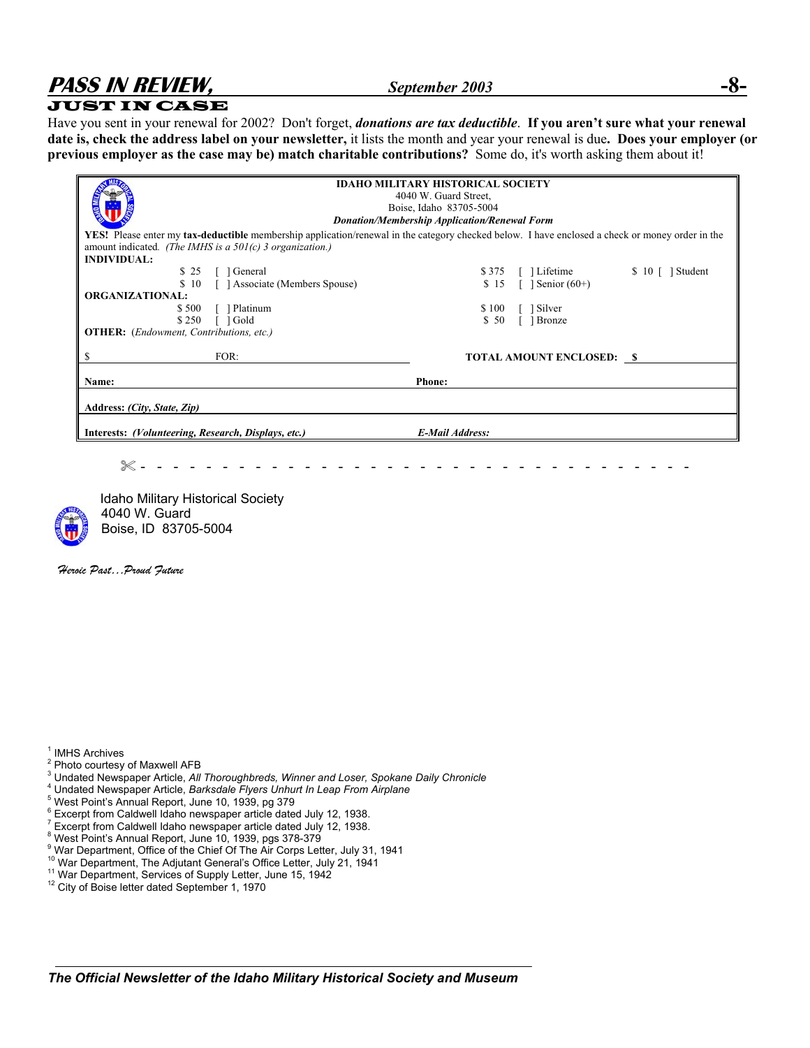## JUST IN CASE

Have you sent in your renewal for 2002? Don't forget, ***donations are tax deductible***. **If you aren't sure what your renewal date is, check the address label on your newsletter,** it lists the month and year your renewal is due**. Does your employer (or previous employer as the case may be) match charitable contributions?** Some do, it's worth asking them about it!

**IDAHO MILITARY HISTORICAL SOCIETY**
4040 W. Guard Street,
Boise, Idaho 83705-5004
***Donation/Membership Application/Renewal Form***

**YES!** Please enter my **tax-deductible** membership application/renewal in the category checked below. I have enclosed a check or money order in the amount indicated. *(The IMHS is a 501(c) 3 organization.)*

**INDIVIDUAL:**

| | | | | | |
|---|---|---|---|---|---|
| $ 25 | [ ] General | $ 375 | [ ] Lifetime | $ 10 | [ ] Student |
| $ 10 | [ ] Associate (Members Spouse) | $ 15 | [ ] Senior (60+) | | |

**ORGANIZATIONAL:**

| | | | |
|---|---|---|---|
| $ 500 | [ ] Platinum | $ 100 | [ ] Silver |
| $ 250 | [ ] Gold | $ 50 | [ ] Bronze |

**OTHER:** *(Endowment, Contributions, etc.)*

$ ______________ FOR: ______________ **TOTAL AMOUNT ENCLOSED: $** ______________

**Name:** ______________ **Phone:** ______________

***Address: (City, State, Zip)*** ______________

**Interests: *(Volunteering, Research, Displays, etc.)*** ______________ ***E-Mail Address:*** ______________

✂ - - - - - - - - - - - - - - - - - - - - - - - - - - - - - - - - - - -

Idaho Military Historical Society
4040 W. Guard
Boise, ID 83705-5004

*Heroic Past…Proud Future*

[1] IMHS Archives
[2] Photo courtesy of Maxwell AFB
[3] Undated Newspaper Article, *All Thoroughbreds, Winner and Loser, Spokane Daily Chronicle*
[4] Undated Newspaper Article, *Barksdale Flyers Unhurt In Leap From Airplane*
[5] West Point's Annual Report, June 10, 1939, pg 379
[6] Excerpt from Caldwell Idaho newspaper article dated July 12, 1938.
[7] Excerpt from Caldwell Idaho newspaper article dated July 12, 1938.
[8] West Point's Annual Report, June 10, 1939, pgs 378-379
[9] War Department, Office of the Chief Of The Air Corps Letter, July 31, 1941
[10] War Department, The Adjutant General's Office Letter, July 21, 1941
[11] War Department, Services of Supply Letter, June 15, 1942
[12] City of Boise letter dated September 1, 1970